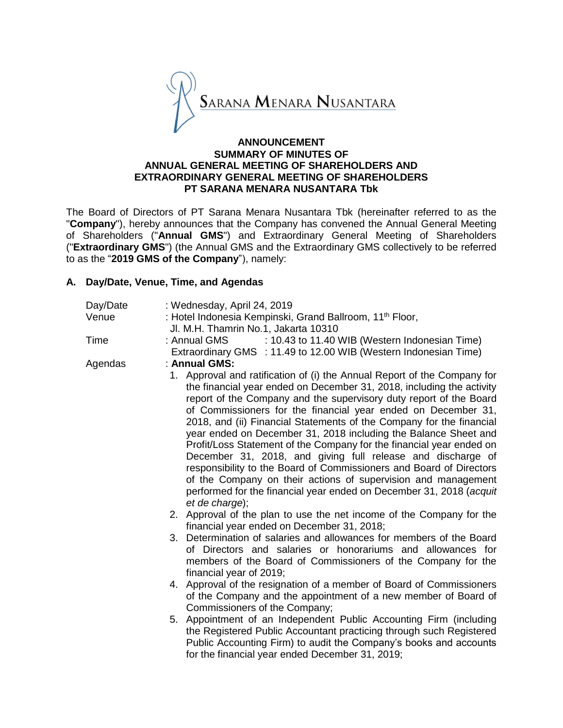SARANA MENARA NUSANTARA

**ANNOUNCEMENT**
**SUMMARY OF MINUTES OF**
**ANNUAL GENERAL MEETING OF SHAREHOLDERS AND**
**EXTRAORDINARY GENERAL MEETING OF SHAREHOLDERS**
**PT SARANA MENARA NUSANTARA Tbk**

The Board of Directors of PT Sarana Menara Nusantara Tbk (hereinafter referred to as the "**Company**"), hereby announces that the Company has convened the Annual General Meeting of Shareholders ("**Annual GMS**") and Extraordinary General Meeting of Shareholders ("**Extraordinary GMS**") (the Annual GMS and the Extraordinary GMS collectively to be referred to as the "**2019 GMS of the Company**"), namely:

## A. Day/Date, Venue, Time, and Agendas

Day/Date : Wednesday, April 24, 2019

Venue : Hotel Indonesia Kempinski, Grand Ballroom, 11th Floor, Jl. M.H. Thamrin No.1, Jakarta 10310

Time : Annual GMS : 10.43 to 11.40 WIB (Western Indonesian Time)
Extraordinary GMS : 11.49 to 12.00 WIB (Western Indonesian Time)

Agendas : **Annual GMS:**

1. Approval and ratification of (i) the Annual Report of the Company for the financial year ended on December 31, 2018, including the activity report of the Company and the supervisory duty report of the Board of Commissioners for the financial year ended on December 31, 2018, and (ii) Financial Statements of the Company for the financial year ended on December 31, 2018 including the Balance Sheet and Profit/Loss Statement of the Company for the financial year ended on December 31, 2018, and giving full release and discharge of responsibility to the Board of Commissioners and Board of Directors of the Company on their actions of supervision and management performed for the financial year ended on December 31, 2018 (*acquit et de charge*);
2. Approval of the plan to use the net income of the Company for the financial year ended on December 31, 2018;
3. Determination of salaries and allowances for members of the Board of Directors and salaries or honorariums and allowances for members of the Board of Commissioners of the Company for the financial year of 2019;
4. Approval of the resignation of a member of Board of Commissioners of the Company and the appointment of a new member of Board of Commissioners of the Company;
5. Appointment of an Independent Public Accounting Firm (including the Registered Public Accountant practicing through such Registered Public Accounting Firm) to audit the Company's books and accounts for the financial year ended December 31, 2019;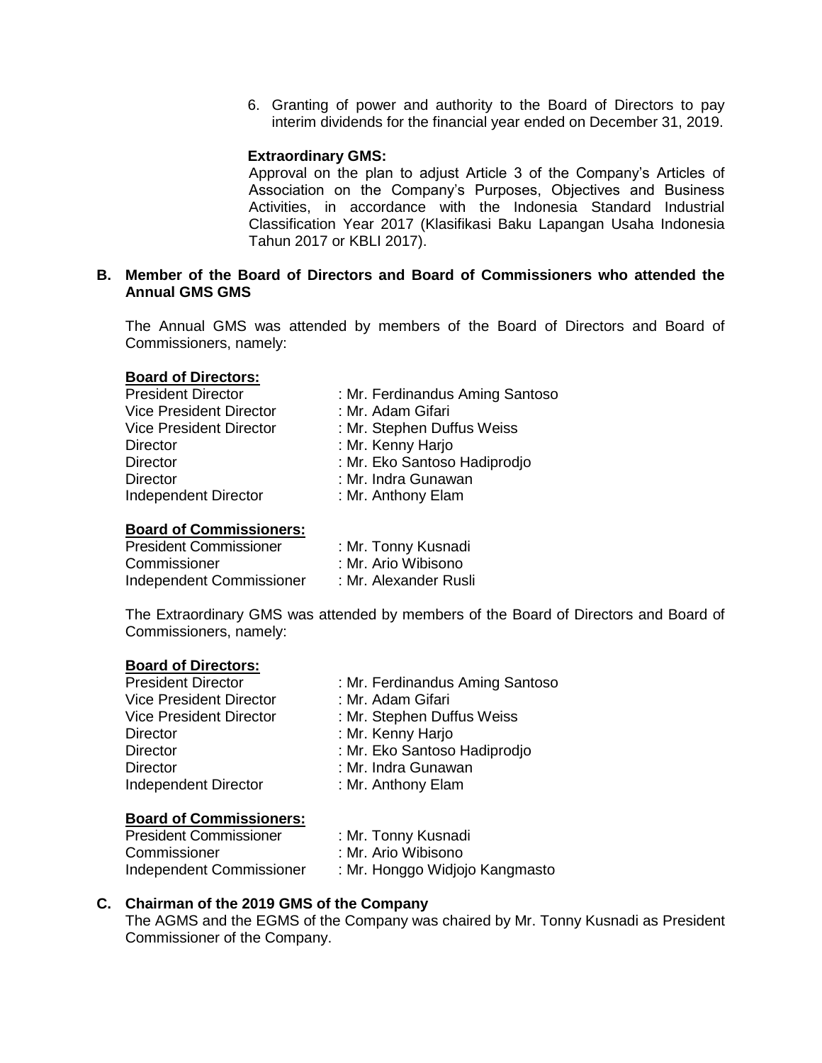6. Granting of power and authority to the Board of Directors to pay interim dividends for the financial year ended on December 31, 2019.

**Extraordinary GMS:**

Approval on the plan to adjust Article 3 of the Company's Articles of Association on the Company's Purposes, Objectives and Business Activities, in accordance with the Indonesia Standard Industrial Classification Year 2017 (Klasifikasi Baku Lapangan Usaha Indonesia Tahun 2017 or KBLI 2017).

**B. Member of the Board of Directors and Board of Commissioners who attended the Annual GMS GMS**

The Annual GMS was attended by members of the Board of Directors and Board of Commissioners, namely:

**Board of Directors:**

President Director : Mr. Ferdinandus Aming Santoso
Vice President Director : Mr. Adam Gifari
Vice President Director : Mr. Stephen Duffus Weiss
Director : Mr. Kenny Harjo
Director : Mr. Eko Santoso Hadiprodjo
Director : Mr. Indra Gunawan
Independent Director : Mr. Anthony Elam

**Board of Commissioners:**

President Commissioner : Mr. Tonny Kusnadi
Commissioner : Mr. Ario Wibisono
Independent Commissioner : Mr. Alexander Rusli

The Extraordinary GMS was attended by members of the Board of Directors and Board of Commissioners, namely:

**Board of Directors:**

President Director : Mr. Ferdinandus Aming Santoso
Vice President Director : Mr. Adam Gifari
Vice President Director : Mr. Stephen Duffus Weiss
Director : Mr. Kenny Harjo
Director : Mr. Eko Santoso Hadiprodjo
Director : Mr. Indra Gunawan
Independent Director : Mr. Anthony Elam

**Board of Commissioners:**

President Commissioner : Mr. Tonny Kusnadi
Commissioner : Mr. Ario Wibisono
Independent Commissioner : Mr. Honggo Widjojo Kangmasto

**C. Chairman of the 2019 GMS of the Company**

The AGMS and the EGMS of the Company was chaired by Mr. Tonny Kusnadi as President Commissioner of the Company.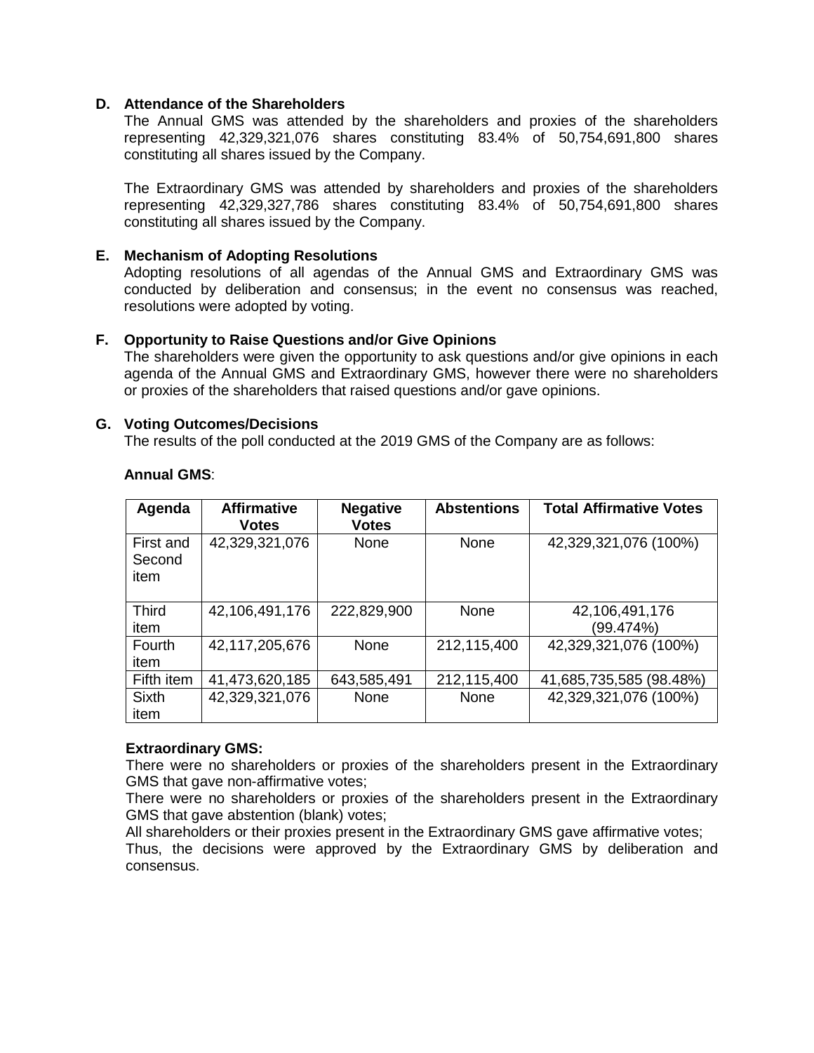**D. Attendance of the Shareholders**

The Annual GMS was attended by the shareholders and proxies of the shareholders representing 42,329,321,076 shares constituting 83.4% of 50,754,691,800 shares constituting all shares issued by the Company.

The Extraordinary GMS was attended by shareholders and proxies of the shareholders representing 42,329,327,786 shares constituting 83.4% of 50,754,691,800 shares constituting all shares issued by the Company.

**E. Mechanism of Adopting Resolutions**

Adopting resolutions of all agendas of the Annual GMS and Extraordinary GMS was conducted by deliberation and consensus; in the event no consensus was reached, resolutions were adopted by voting.

**F. Opportunity to Raise Questions and/or Give Opinions**

The shareholders were given the opportunity to ask questions and/or give opinions in each agenda of the Annual GMS and Extraordinary GMS, however there were no shareholders or proxies of the shareholders that raised questions and/or gave opinions.

**G. Voting Outcomes/Decisions**

The results of the poll conducted at the 2019 GMS of the Company are as follows:

**Annual GMS**:

| Agenda | Affirmative Votes | Negative Votes | Abstentions | Total Affirmative Votes |
|---|---|---|---|---|
| First and Second item | 42,329,321,076 | None | None | 42,329,321,076 (100%) |
| Third item | 42,106,491,176 | 222,829,900 | None | 42,106,491,176 (99.474%) |
| Fourth item | 42,117,205,676 | None | 212,115,400 | 42,329,321,076 (100%) |
| Fifth item | 41,473,620,185 | 643,585,491 | 212,115,400 | 41,685,735,585 (98.48%) |
| Sixth item | 42,329,321,076 | None | None | 42,329,321,076 (100%) |

**Extraordinary GMS:**

There were no shareholders or proxies of the shareholders present in the Extraordinary GMS that gave non-affirmative votes;

There were no shareholders or proxies of the shareholders present in the Extraordinary GMS that gave abstention (blank) votes;

All shareholders or their proxies present in the Extraordinary GMS gave affirmative votes;

Thus, the decisions were approved by the Extraordinary GMS by deliberation and consensus.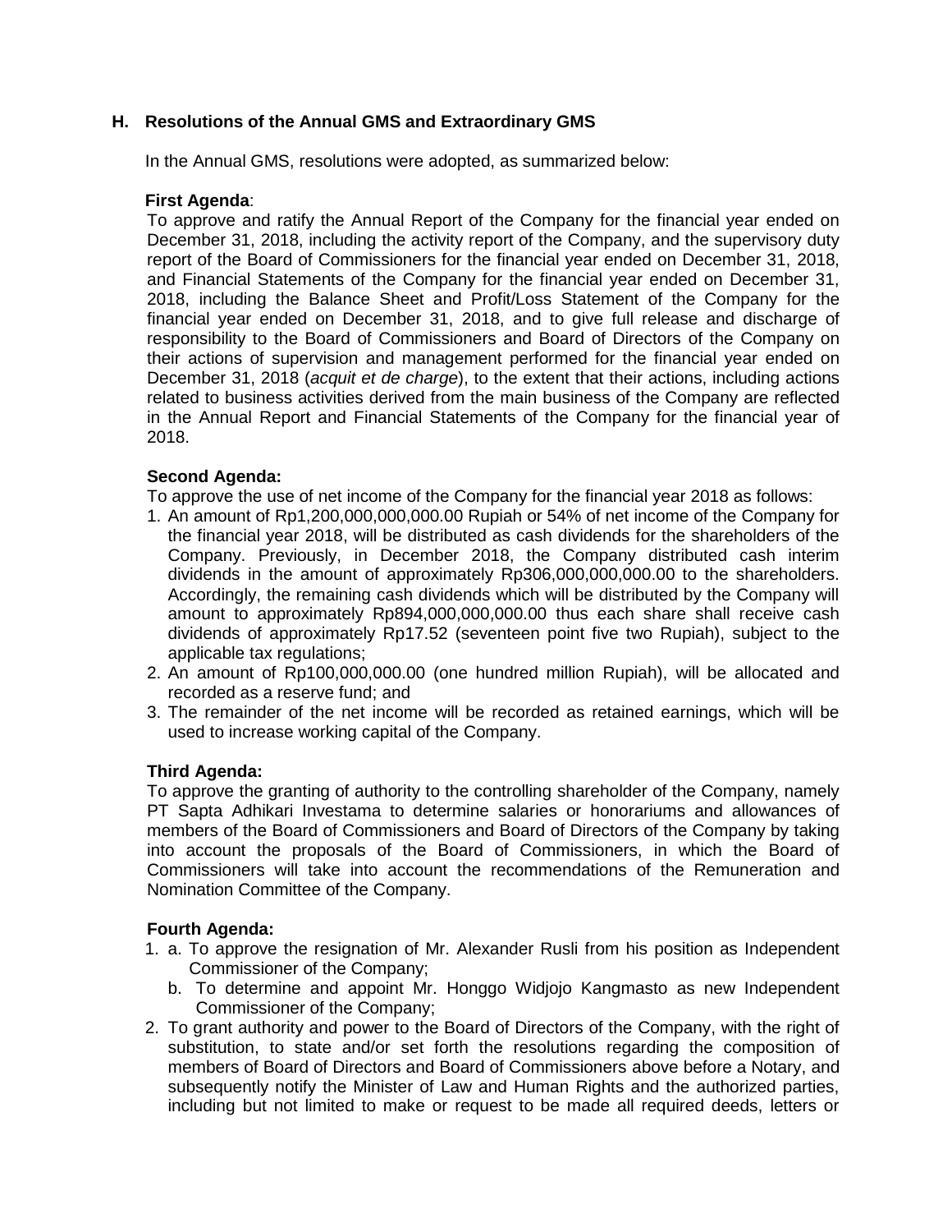## H. Resolutions of the Annual GMS and Extraordinary GMS

In the Annual GMS, resolutions were adopted, as summarized below:

**First Agenda**:

To approve and ratify the Annual Report of the Company for the financial year ended on December 31, 2018, including the activity report of the Company, and the supervisory duty report of the Board of Commissioners for the financial year ended on December 31, 2018, and Financial Statements of the Company for the financial year ended on December 31, 2018, including the Balance Sheet and Profit/Loss Statement of the Company for the financial year ended on December 31, 2018, and to give full release and discharge of responsibility to the Board of Commissioners and Board of Directors of the Company on their actions of supervision and management performed for the financial year ended on December 31, 2018 (*acquit et de charge*), to the extent that their actions, including actions related to business activities derived from the main business of the Company are reflected in the Annual Report and Financial Statements of the Company for the financial year of 2018.

**Second Agenda:**

To approve the use of net income of the Company for the financial year 2018 as follows:

1. An amount of Rp1,200,000,000,000.00 Rupiah or 54% of net income of the Company for the financial year 2018, will be distributed as cash dividends for the shareholders of the Company. Previously, in December 2018, the Company distributed cash interim dividends in the amount of approximately Rp306,000,000,000.00 to the shareholders. Accordingly, the remaining cash dividends which will be distributed by the Company will amount to approximately Rp894,000,000,000.00 thus each share shall receive cash dividends of approximately Rp17.52 (seventeen point five two Rupiah), subject to the applicable tax regulations;
2. An amount of Rp100,000,000.00 (one hundred million Rupiah), will be allocated and recorded as a reserve fund; and
3. The remainder of the net income will be recorded as retained earnings, which will be used to increase working capital of the Company.

**Third Agenda:**

To approve the granting of authority to the controlling shareholder of the Company, namely PT Sapta Adhikari Investama to determine salaries or honorariums and allowances of members of the Board of Commissioners and Board of Directors of the Company by taking into account the proposals of the Board of Commissioners, in which the Board of Commissioners will take into account the recommendations of the Remuneration and Nomination Committee of the Company.

**Fourth Agenda:**

1. a. To approve the resignation of Mr. Alexander Rusli from his position as Independent Commissioner of the Company;
   b. To determine and appoint Mr. Honggo Widjojo Kangmasto as new Independent Commissioner of the Company;
2. To grant authority and power to the Board of Directors of the Company, with the right of substitution, to state and/or set forth the resolutions regarding the composition of members of Board of Directors and Board of Commissioners above before a Notary, and subsequently notify the Minister of Law and Human Rights and the authorized parties, including but not limited to make or request to be made all required deeds, letters or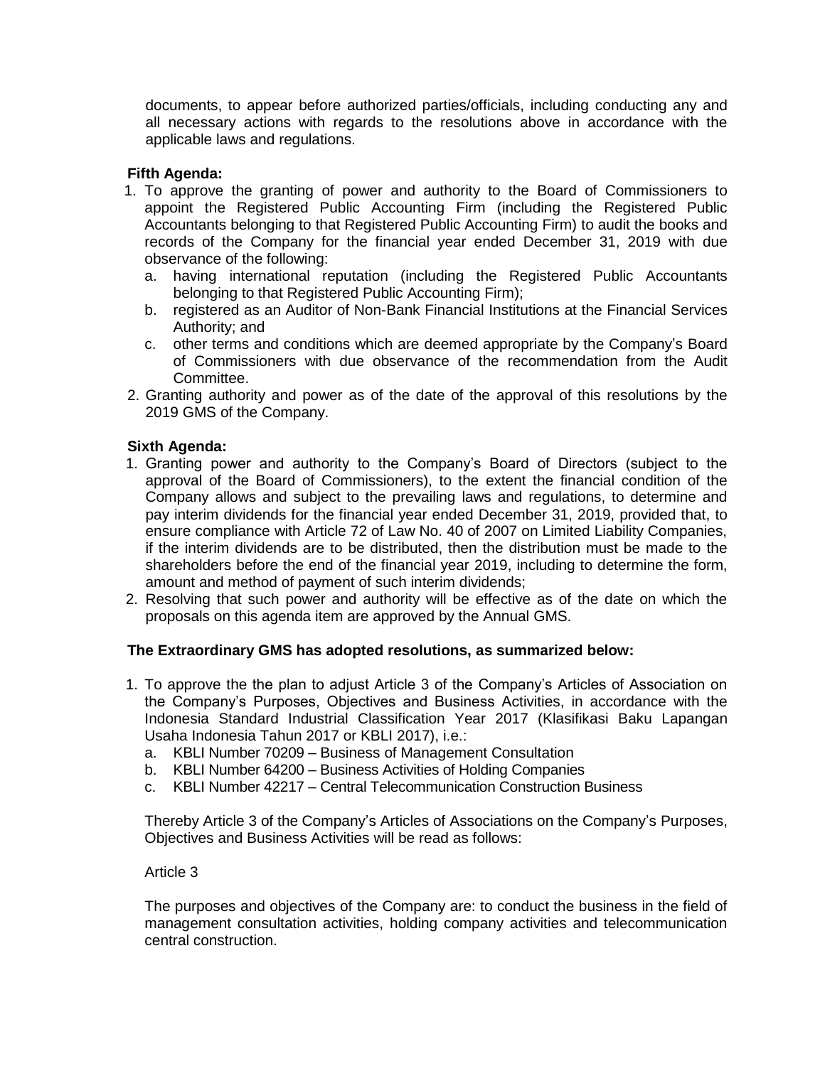documents, to appear before authorized parties/officials, including conducting any and all necessary actions with regards to the resolutions above in accordance with the applicable laws and regulations.

**Fifth Agenda:**

1. To approve the granting of power and authority to the Board of Commissioners to appoint the Registered Public Accounting Firm (including the Registered Public Accountants belonging to that Registered Public Accounting Firm) to audit the books and records of the Company for the financial year ended December 31, 2019 with due observance of the following:
   a. having international reputation (including the Registered Public Accountants belonging to that Registered Public Accounting Firm);
   b. registered as an Auditor of Non-Bank Financial Institutions at the Financial Services Authority; and
   c. other terms and conditions which are deemed appropriate by the Company's Board of Commissioners with due observance of the recommendation from the Audit Committee.
2. Granting authority and power as of the date of the approval of this resolutions by the 2019 GMS of the Company.

**Sixth Agenda:**

1. Granting power and authority to the Company's Board of Directors (subject to the approval of the Board of Commissioners), to the extent the financial condition of the Company allows and subject to the prevailing laws and regulations, to determine and pay interim dividends for the financial year ended December 31, 2019, provided that, to ensure compliance with Article 72 of Law No. 40 of 2007 on Limited Liability Companies, if the interim dividends are to be distributed, then the distribution must be made to the shareholders before the end of the financial year 2019, including to determine the form, amount and method of payment of such interim dividends;
2. Resolving that such power and authority will be effective as of the date on which the proposals on this agenda item are approved by the Annual GMS.

**The Extraordinary GMS has adopted resolutions, as summarized below:**

1. To approve the the plan to adjust Article 3 of the Company's Articles of Association on the Company's Purposes, Objectives and Business Activities, in accordance with the Indonesia Standard Industrial Classification Year 2017 (Klasifikasi Baku Lapangan Usaha Indonesia Tahun 2017 or KBLI 2017), i.e.:
   a. KBLI Number 70209 – Business of Management Consultation
   b. KBLI Number 64200 – Business Activities of Holding Companies
   c. KBLI Number 42217 – Central Telecommunication Construction Business

   Thereby Article 3 of the Company's Articles of Associations on the Company's Purposes, Objectives and Business Activities will be read as follows:

   Article 3

   The purposes and objectives of the Company are: to conduct the business in the field of management consultation activities, holding company activities and telecommunication central construction.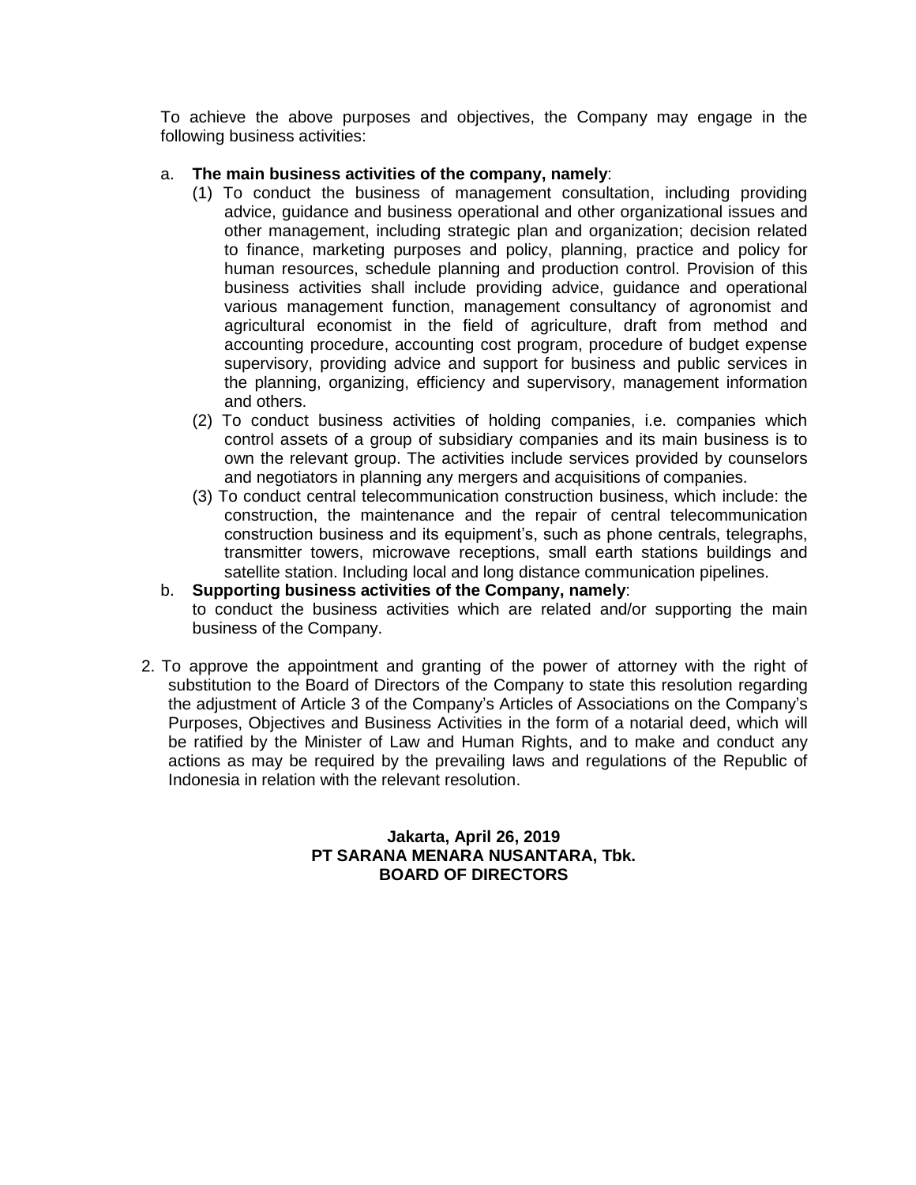To achieve the above purposes and objectives, the Company may engage in the following business activities:

a. **The main business activities of the company, namely**:
   (1) To conduct the business of management consultation, including providing advice, guidance and business operational and other organizational issues and other management, including strategic plan and organization; decision related to finance, marketing purposes and policy, planning, practice and policy for human resources, schedule planning and production control. Provision of this business activities shall include providing advice, guidance and operational various management function, management consultancy of agronomist and agricultural economist in the field of agriculture, draft from method and accounting procedure, accounting cost program, procedure of budget expense supervisory, providing advice and support for business and public services in the planning, organizing, efficiency and supervisory, management information and others.
   (2) To conduct business activities of holding companies, i.e. companies which control assets of a group of subsidiary companies and its main business is to own the relevant group. The activities include services provided by counselors and negotiators in planning any mergers and acquisitions of companies.
   (3) To conduct central telecommunication construction business, which include: the construction, the maintenance and the repair of central telecommunication construction business and its equipment's, such as phone centrals, telegraphs, transmitter towers, microwave receptions, small earth stations buildings and satellite station. Including local and long distance communication pipelines.

b. **Supporting business activities of the Company, namely**:
   to conduct the business activities which are related and/or supporting the main business of the Company.

2. To approve the appointment and granting of the power of attorney with the right of substitution to the Board of Directors of the Company to state this resolution regarding the adjustment of Article 3 of the Company's Articles of Associations on the Company's Purposes, Objectives and Business Activities in the form of a notarial deed, which will be ratified by the Minister of Law and Human Rights, and to make and conduct any actions as may be required by the prevailing laws and regulations of the Republic of Indonesia in relation with the relevant resolution.

**Jakarta, April 26, 2019**
**PT SARANA MENARA NUSANTARA, Tbk.**
**BOARD OF DIRECTORS**